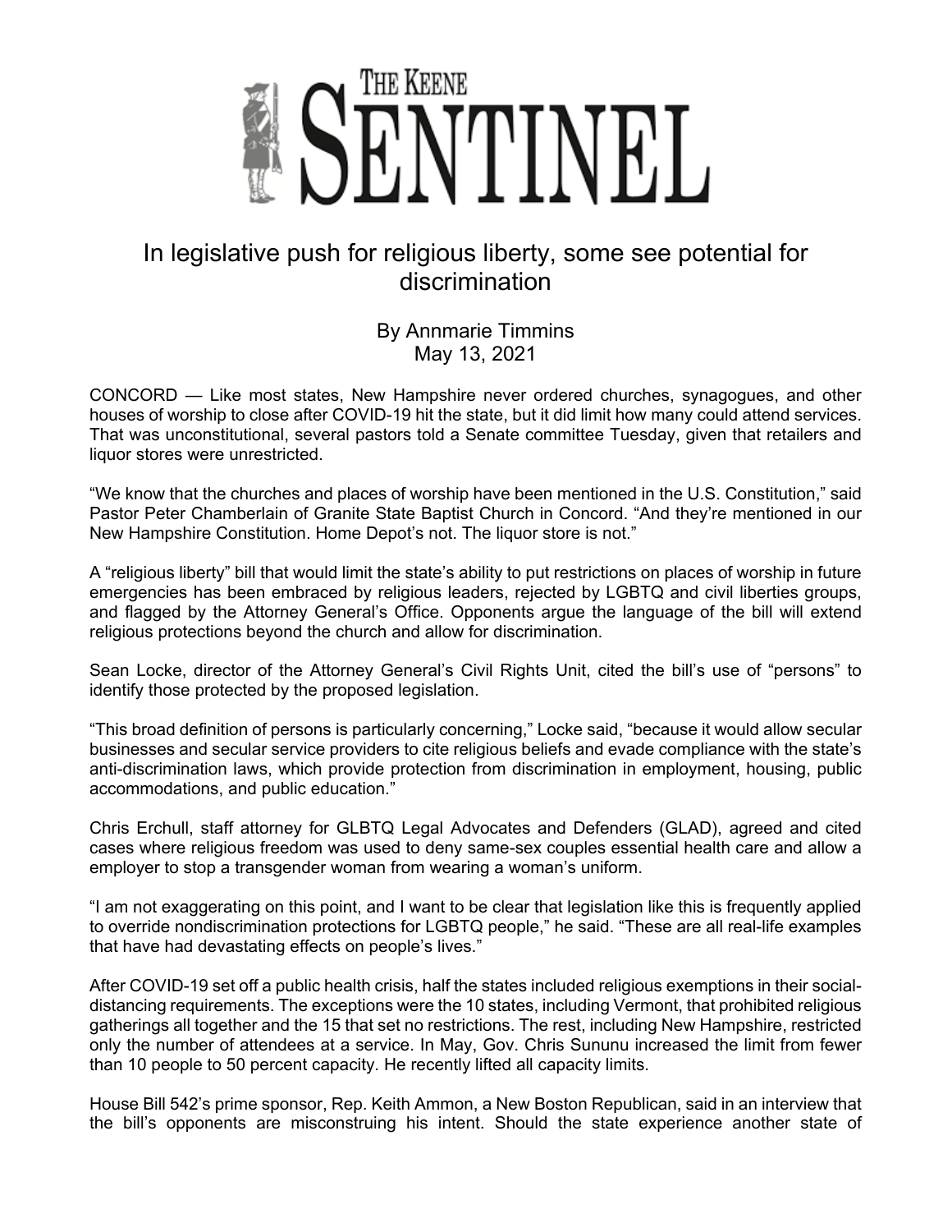# The Keene Sentinel

## In legislative push for religious liberty, some see potential for discrimination

By Annmarie Timmins
May 13, 2021

CONCORD — Like most states, New Hampshire never ordered churches, synagogues, and other houses of worship to close after COVID-19 hit the state, but it did limit how many could attend services. That was unconstitutional, several pastors told a Senate committee Tuesday, given that retailers and liquor stores were unrestricted.

"We know that the churches and places of worship have been mentioned in the U.S. Constitution," said Pastor Peter Chamberlain of Granite State Baptist Church in Concord. "And they're mentioned in our New Hampshire Constitution. Home Depot's not. The liquor store is not."

A "religious liberty" bill that would limit the state's ability to put restrictions on places of worship in future emergencies has been embraced by religious leaders, rejected by LGBTQ and civil liberties groups, and flagged by the Attorney General's Office. Opponents argue the language of the bill will extend religious protections beyond the church and allow for discrimination.

Sean Locke, director of the Attorney General's Civil Rights Unit, cited the bill's use of "persons" to identify those protected by the proposed legislation.

"This broad definition of persons is particularly concerning," Locke said, "because it would allow secular businesses and secular service providers to cite religious beliefs and evade compliance with the state's anti-discrimination laws, which provide protection from discrimination in employment, housing, public accommodations, and public education."

Chris Erchull, staff attorney for GLBTQ Legal Advocates and Defenders (GLAD), agreed and cited cases where religious freedom was used to deny same-sex couples essential health care and allow a employer to stop a transgender woman from wearing a woman's uniform.

"I am not exaggerating on this point, and I want to be clear that legislation like this is frequently applied to override nondiscrimination protections for LGBTQ people," he said. "These are all real-life examples that have had devastating effects on people's lives."

After COVID-19 set off a public health crisis, half the states included religious exemptions in their social-distancing requirements. The exceptions were the 10 states, including Vermont, that prohibited religious gatherings all together and the 15 that set no restrictions. The rest, including New Hampshire, restricted only the number of attendees at a service. In May, Gov. Chris Sununu increased the limit from fewer than 10 people to 50 percent capacity. He recently lifted all capacity limits.

House Bill 542's prime sponsor, Rep. Keith Ammon, a New Boston Republican, said in an interview that the bill's opponents are misconstruing his intent. Should the state experience another state of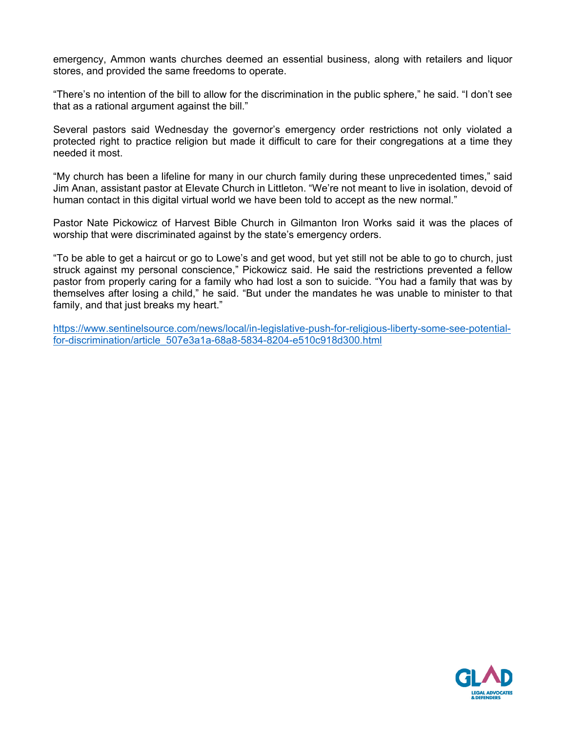emergency, Ammon wants churches deemed an essential business, along with retailers and liquor stores, and provided the same freedoms to operate.

"There's no intention of the bill to allow for the discrimination in the public sphere," he said. "I don't see that as a rational argument against the bill."

Several pastors said Wednesday the governor's emergency order restrictions not only violated a protected right to practice religion but made it difficult to care for their congregations at a time they needed it most.

"My church has been a lifeline for many in our church family during these unprecedented times," said Jim Anan, assistant pastor at Elevate Church in Littleton. "We're not meant to live in isolation, devoid of human contact in this digital virtual world we have been told to accept as the new normal."

Pastor Nate Pickowicz of Harvest Bible Church in Gilmanton Iron Works said it was the places of worship that were discriminated against by the state's emergency orders.

"To be able to get a haircut or go to Lowe's and get wood, but yet still not be able to go to church, just struck against my personal conscience," Pickowicz said. He said the restrictions prevented a fellow pastor from properly caring for a family who had lost a son to suicide. "You had a family that was by themselves after losing a child," he said. "But under the mandates he was unable to minister to that family, and that just breaks my heart."

https://www.sentinelsource.com/news/local/in-legislative-push-for-religious-liberty-some-see-potential-for-discrimination/article_507e3a1a-68a8-5834-8204-e510c918d300.html

GLAD LEGAL ADVOCATES & DEFENDERS